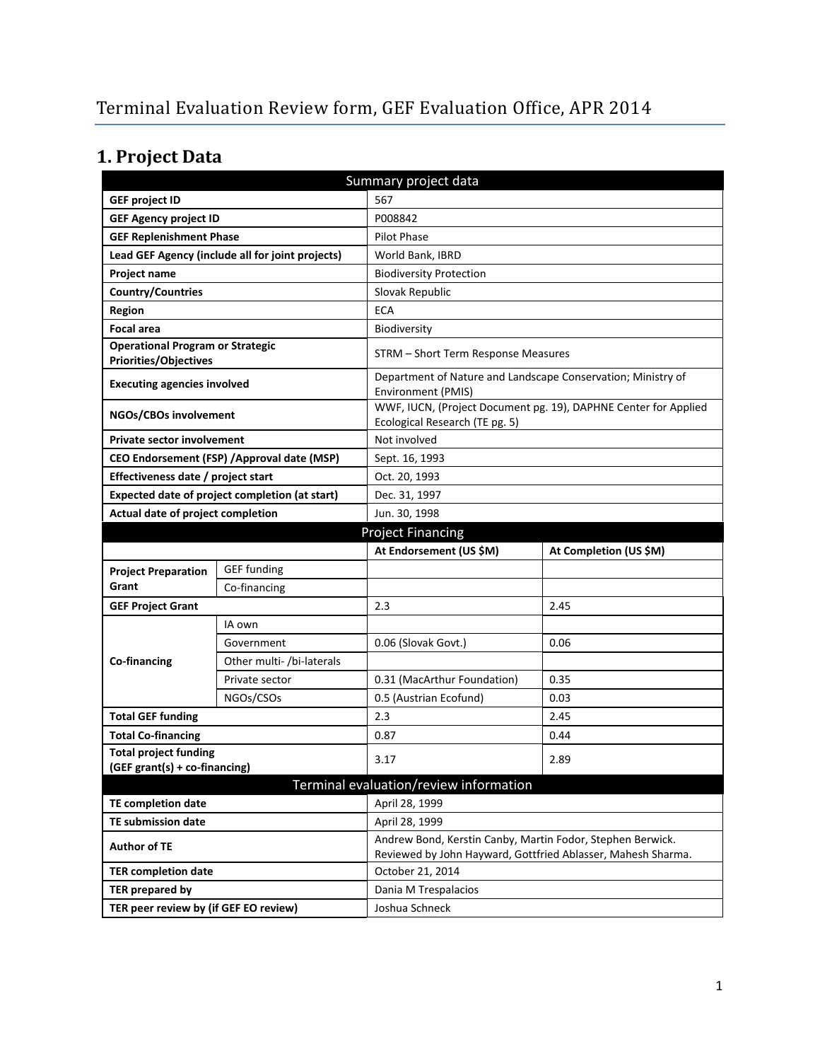# Terminal Evaluation Review form, GEF Evaluation Office, APR 2014

## 1. Project Data

| Summary project data | | | |
|---|---|---|---|
| **GEF project ID** | | 567 | |
| **GEF Agency project ID** | | P008842 | |
| **GEF Replenishment Phase** | | Pilot Phase | |
| **Lead GEF Agency (include all for joint projects)** | | World Bank, IBRD | |
| **Project name** | | Biodiversity Protection | |
| **Country/Countries** | | Slovak Republic | |
| **Region** | | ECA | |
| **Focal area** | | Biodiversity | |
| **Operational Program or Strategic Priorities/Objectives** | | STRM – Short Term Response Measures | |
| **Executing agencies involved** | | Department of Nature and Landscape Conservation; Ministry of Environment (PMIS) | |
| **NGOs/CBOs involvement** | | WWF, IUCN, (Project Document pg. 19), DAPHNE Center for Applied Ecological Research (TE pg. 5) | |
| **Private sector involvement** | | Not involved | |
| **CEO Endorsement (FSP) /Approval date (MSP)** | | Sept. 16, 1993 | |
| **Effectiveness date / project start** | | Oct. 20, 1993 | |
| **Expected date of project completion (at start)** | | Dec. 31, 1997 | |
| **Actual date of project completion** | | Jun. 30, 1998 | |
| **Project Financing** | | | |
| | | **At Endorsement (US $M)** | **At Completion (US $M)** |
| **Project Preparation Grant** | GEF funding | | |
| | Co-financing | | |
| **GEF Project Grant** | | 2.3 | 2.45 |
| **Co-financing** | IA own | | |
| | Government | 0.06 (Slovak Govt.) | 0.06 |
| | Other multi- /bi-laterals | | |
| | Private sector | 0.31 (MacArthur Foundation) | 0.35 |
| | NGOs/CSOs | 0.5 (Austrian Ecofund) | 0.03 |
| **Total GEF funding** | | 2.3 | 2.45 |
| **Total Co-financing** | | 0.87 | 0.44 |
| **Total project funding (GEF grant(s) + co-financing)** | | 3.17 | 2.89 |
| **Terminal evaluation/review information** | | | |
| **TE completion date** | | April 28, 1999 | |
| **TE submission date** | | April 28, 1999 | |
| **Author of TE** | | Andrew Bond, Kerstin Canby, Martin Fodor, Stephen Berwick. Reviewed by John Hayward, Gottfried Ablasser, Mahesh Sharma. | |
| **TER completion date** | | October 21, 2014 | |
| **TER prepared by** | | Dania M Trespalacios | |
| **TER peer review by (if GEF EO review)** | | Joshua Schneck | |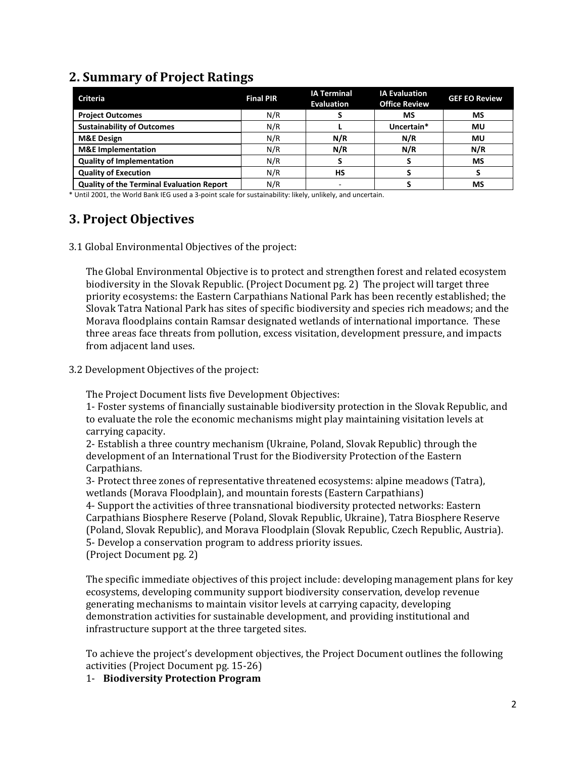## 2. Summary of Project Ratings

| Criteria | Final PIR | IA Terminal Evaluation | IA Evaluation Office Review | GEF EO Review |
|---|---|---|---|---|
| **Project Outcomes** | N/R | **S** | **MS** | **MS** |
| **Sustainability of Outcomes** | N/R | **L** | **Uncertain*** | **MU** |
| **M&E Design** | N/R | **N/R** | **N/R** | **MU** |
| **M&E Implementation** | N/R | **N/R** | **N/R** | **N/R** |
| **Quality of Implementation** | N/R | **S** | **S** | **MS** |
| **Quality of Execution** | N/R | **HS** | **S** | **S** |
| **Quality of the Terminal Evaluation Report** | N/R | - | **S** | **MS** |

* Until 2001, the World Bank IEG used a 3-point scale for sustainability: likely, unlikely, and uncertain.

## 3. Project Objectives

3.1 Global Environmental Objectives of the project:

The Global Environmental Objective is to protect and strengthen forest and related ecosystem biodiversity in the Slovak Republic. (Project Document pg. 2) The project will target three priority ecosystems: the Eastern Carpathians National Park has been recently established; the Slovak Tatra National Park has sites of specific biodiversity and species rich meadows; and the Morava floodplains contain Ramsar designated wetlands of international importance. These three areas face threats from pollution, excess visitation, development pressure, and impacts from adjacent land uses.

3.2 Development Objectives of the project:

The Project Document lists five Development Objectives:

1- Foster systems of financially sustainable biodiversity protection in the Slovak Republic, and to evaluate the role the economic mechanisms might play maintaining visitation levels at carrying capacity.
2- Establish a three country mechanism (Ukraine, Poland, Slovak Republic) through the development of an International Trust for the Biodiversity Protection of the Eastern Carpathians.
3- Protect three zones of representative threatened ecosystems: alpine meadows (Tatra), wetlands (Morava Floodplain), and mountain forests (Eastern Carpathians)
4- Support the activities of three transnational biodiversity protected networks: Eastern Carpathians Biosphere Reserve (Poland, Slovak Republic, Ukraine), Tatra Biosphere Reserve (Poland, Slovak Republic), and Morava Floodplain (Slovak Republic, Czech Republic, Austria).
5- Develop a conservation program to address priority issues.
(Project Document pg. 2)

The specific immediate objectives of this project include: developing management plans for key ecosystems, developing community support biodiversity conservation, develop revenue generating mechanisms to maintain visitor levels at carrying capacity, developing demonstration activities for sustainable development, and providing institutional and infrastructure support at the three targeted sites.

To achieve the project's development objectives, the Project Document outlines the following activities (Project Document pg. 15-26)

1- **Biodiversity Protection Program**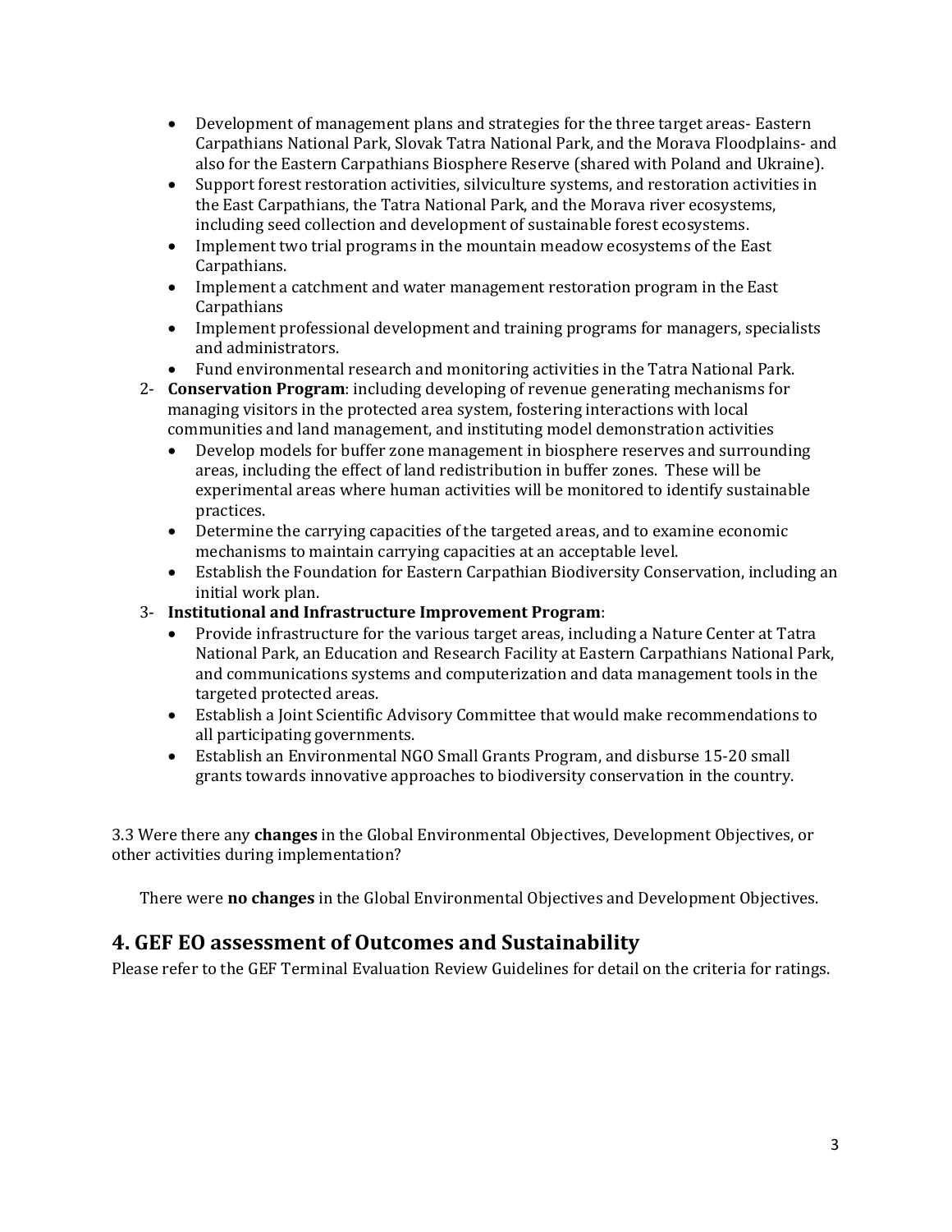- Development of management plans and strategies for the three target areas- Eastern Carpathians National Park, Slovak Tatra National Park, and the Morava Floodplains- and also for the Eastern Carpathians Biosphere Reserve (shared with Poland and Ukraine).
- Support forest restoration activities, silviculture systems, and restoration activities in the East Carpathians, the Tatra National Park, and the Morava river ecosystems, including seed collection and development of sustainable forest ecosystems.
- Implement two trial programs in the mountain meadow ecosystems of the East Carpathians.
- Implement a catchment and water management restoration program in the East Carpathians
- Implement professional development and training programs for managers, specialists and administrators.
- Fund environmental research and monitoring activities in the Tatra National Park.

2- **Conservation Program**: including developing of revenue generating mechanisms for managing visitors in the protected area system, fostering interactions with local communities and land management, and instituting model demonstration activities

- Develop models for buffer zone management in biosphere reserves and surrounding areas, including the effect of land redistribution in buffer zones. These will be experimental areas where human activities will be monitored to identify sustainable practices.
- Determine the carrying capacities of the targeted areas, and to examine economic mechanisms to maintain carrying capacities at an acceptable level.
- Establish the Foundation for Eastern Carpathian Biodiversity Conservation, including an initial work plan.

3- **Institutional and Infrastructure Improvement Program**:

- Provide infrastructure for the various target areas, including a Nature Center at Tatra National Park, an Education and Research Facility at Eastern Carpathians National Park, and communications systems and computerization and data management tools in the targeted protected areas.
- Establish a Joint Scientific Advisory Committee that would make recommendations to all participating governments.
- Establish an Environmental NGO Small Grants Program, and disburse 15-20 small grants towards innovative approaches to biodiversity conservation in the country.

3.3 Were there any **changes** in the Global Environmental Objectives, Development Objectives, or other activities during implementation?

There were **no changes** in the Global Environmental Objectives and Development Objectives.

## 4. GEF EO assessment of Outcomes and Sustainability

Please refer to the GEF Terminal Evaluation Review Guidelines for detail on the criteria for ratings.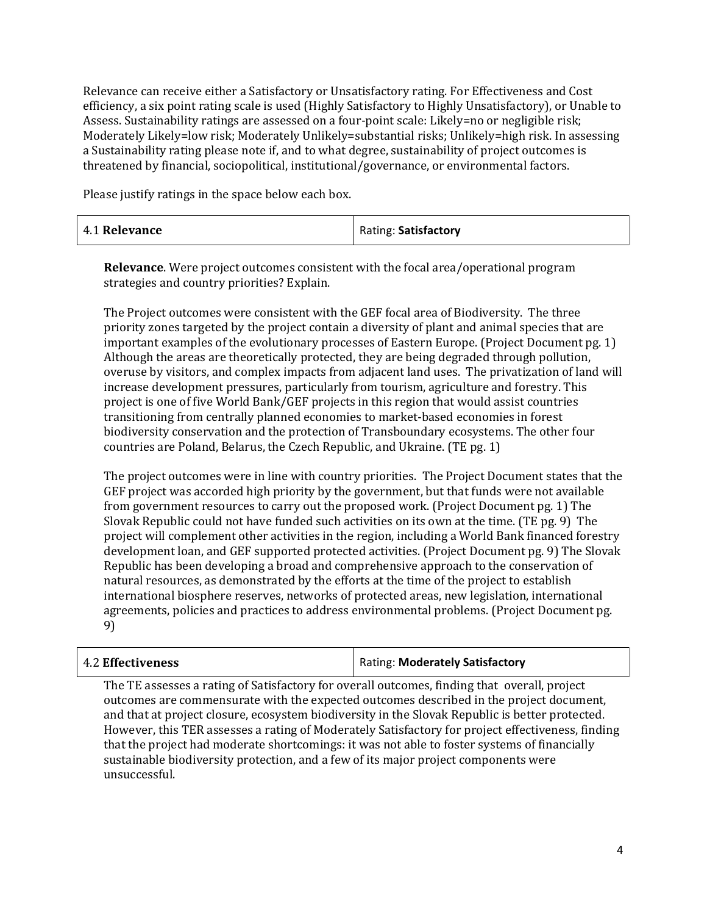Relevance can receive either a Satisfactory or Unsatisfactory rating. For Effectiveness and Cost efficiency, a six point rating scale is used (Highly Satisfactory to Highly Unsatisfactory), or Unable to Assess. Sustainability ratings are assessed on a four-point scale: Likely=no or negligible risk; Moderately Likely=low risk; Moderately Unlikely=substantial risks; Unlikely=high risk. In assessing a Sustainability rating please note if, and to what degree, sustainability of project outcomes is threatened by financial, sociopolitical, institutional/governance, or environmental factors.

Please justify ratings in the space below each box.

| 4.1 **Relevance** | Rating: **Satisfactory** |
|---|---|

**Relevance**. Were project outcomes consistent with the focal area/operational program strategies and country priorities? Explain.

The Project outcomes were consistent with the GEF focal area of Biodiversity. The three priority zones targeted by the project contain a diversity of plant and animal species that are important examples of the evolutionary processes of Eastern Europe. (Project Document pg. 1) Although the areas are theoretically protected, they are being degraded through pollution, overuse by visitors, and complex impacts from adjacent land uses. The privatization of land will increase development pressures, particularly from tourism, agriculture and forestry. This project is one of five World Bank/GEF projects in this region that would assist countries transitioning from centrally planned economies to market-based economies in forest biodiversity conservation and the protection of Transboundary ecosystems. The other four countries are Poland, Belarus, the Czech Republic, and Ukraine. (TE pg. 1)

The project outcomes were in line with country priorities. The Project Document states that the GEF project was accorded high priority by the government, but that funds were not available from government resources to carry out the proposed work. (Project Document pg. 1) The Slovak Republic could not have funded such activities on its own at the time. (TE pg. 9) The project will complement other activities in the region, including a World Bank financed forestry development loan, and GEF supported protected activities. (Project Document pg. 9) The Slovak Republic has been developing a broad and comprehensive approach to the conservation of natural resources, as demonstrated by the efforts at the time of the project to establish international biosphere reserves, networks of protected areas, new legislation, international agreements, policies and practices to address environmental problems. (Project Document pg. 9)

| 4.2 **Effectiveness** | Rating: **Moderately Satisfactory** |
|---|---|

The TE assesses a rating of Satisfactory for overall outcomes, finding that overall, project outcomes are commensurate with the expected outcomes described in the project document, and that at project closure, ecosystem biodiversity in the Slovak Republic is better protected. However, this TER assesses a rating of Moderately Satisfactory for project effectiveness, finding that the project had moderate shortcomings: it was not able to foster systems of financially sustainable biodiversity protection, and a few of its major project components were unsuccessful.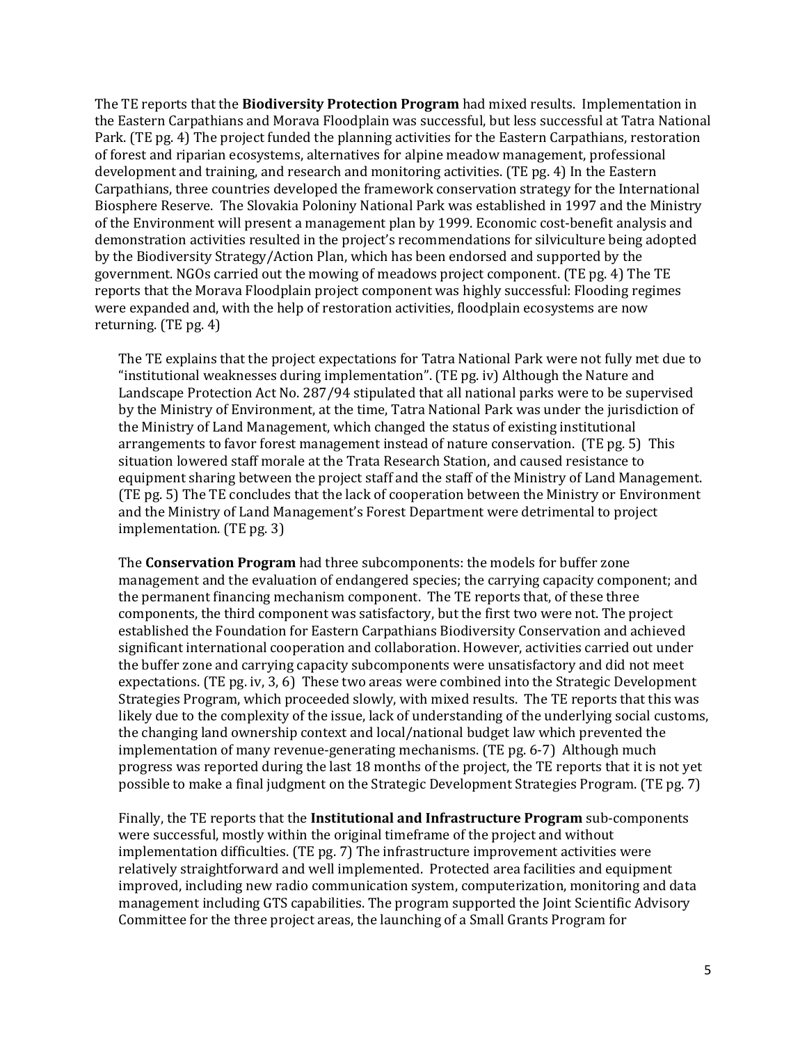The TE reports that the **Biodiversity Protection Program** had mixed results. Implementation in the Eastern Carpathians and Morava Floodplain was successful, but less successful at Tatra National Park. (TE pg. 4) The project funded the planning activities for the Eastern Carpathians, restoration of forest and riparian ecosystems, alternatives for alpine meadow management, professional development and training, and research and monitoring activities. (TE pg. 4) In the Eastern Carpathians, three countries developed the framework conservation strategy for the International Biosphere Reserve. The Slovakia Poloniny National Park was established in 1997 and the Ministry of the Environment will present a management plan by 1999. Economic cost-benefit analysis and demonstration activities resulted in the project's recommendations for silviculture being adopted by the Biodiversity Strategy/Action Plan, which has been endorsed and supported by the government. NGOs carried out the mowing of meadows project component. (TE pg. 4) The TE reports that the Morava Floodplain project component was highly successful: Flooding regimes were expanded and, with the help of restoration activities, floodplain ecosystems are now returning. (TE pg. 4)

The TE explains that the project expectations for Tatra National Park were not fully met due to "institutional weaknesses during implementation". (TE pg. iv) Although the Nature and Landscape Protection Act No. 287/94 stipulated that all national parks were to be supervised by the Ministry of Environment, at the time, Tatra National Park was under the jurisdiction of the Ministry of Land Management, which changed the status of existing institutional arrangements to favor forest management instead of nature conservation. (TE pg. 5) This situation lowered staff morale at the Trata Research Station, and caused resistance to equipment sharing between the project staff and the staff of the Ministry of Land Management. (TE pg. 5) The TE concludes that the lack of cooperation between the Ministry or Environment and the Ministry of Land Management's Forest Department were detrimental to project implementation. (TE pg. 3)

The **Conservation Program** had three subcomponents: the models for buffer zone management and the evaluation of endangered species; the carrying capacity component; and the permanent financing mechanism component. The TE reports that, of these three components, the third component was satisfactory, but the first two were not. The project established the Foundation for Eastern Carpathians Biodiversity Conservation and achieved significant international cooperation and collaboration. However, activities carried out under the buffer zone and carrying capacity subcomponents were unsatisfactory and did not meet expectations. (TE pg. iv, 3, 6) These two areas were combined into the Strategic Development Strategies Program, which proceeded slowly, with mixed results. The TE reports that this was likely due to the complexity of the issue, lack of understanding of the underlying social customs, the changing land ownership context and local/national budget law which prevented the implementation of many revenue-generating mechanisms. (TE pg. 6-7) Although much progress was reported during the last 18 months of the project, the TE reports that it is not yet possible to make a final judgment on the Strategic Development Strategies Program. (TE pg. 7)

Finally, the TE reports that the **Institutional and Infrastructure Program** sub-components were successful, mostly within the original timeframe of the project and without implementation difficulties. (TE pg. 7) The infrastructure improvement activities were relatively straightforward and well implemented. Protected area facilities and equipment improved, including new radio communication system, computerization, monitoring and data management including GTS capabilities. The program supported the Joint Scientific Advisory Committee for the three project areas, the launching of a Small Grants Program for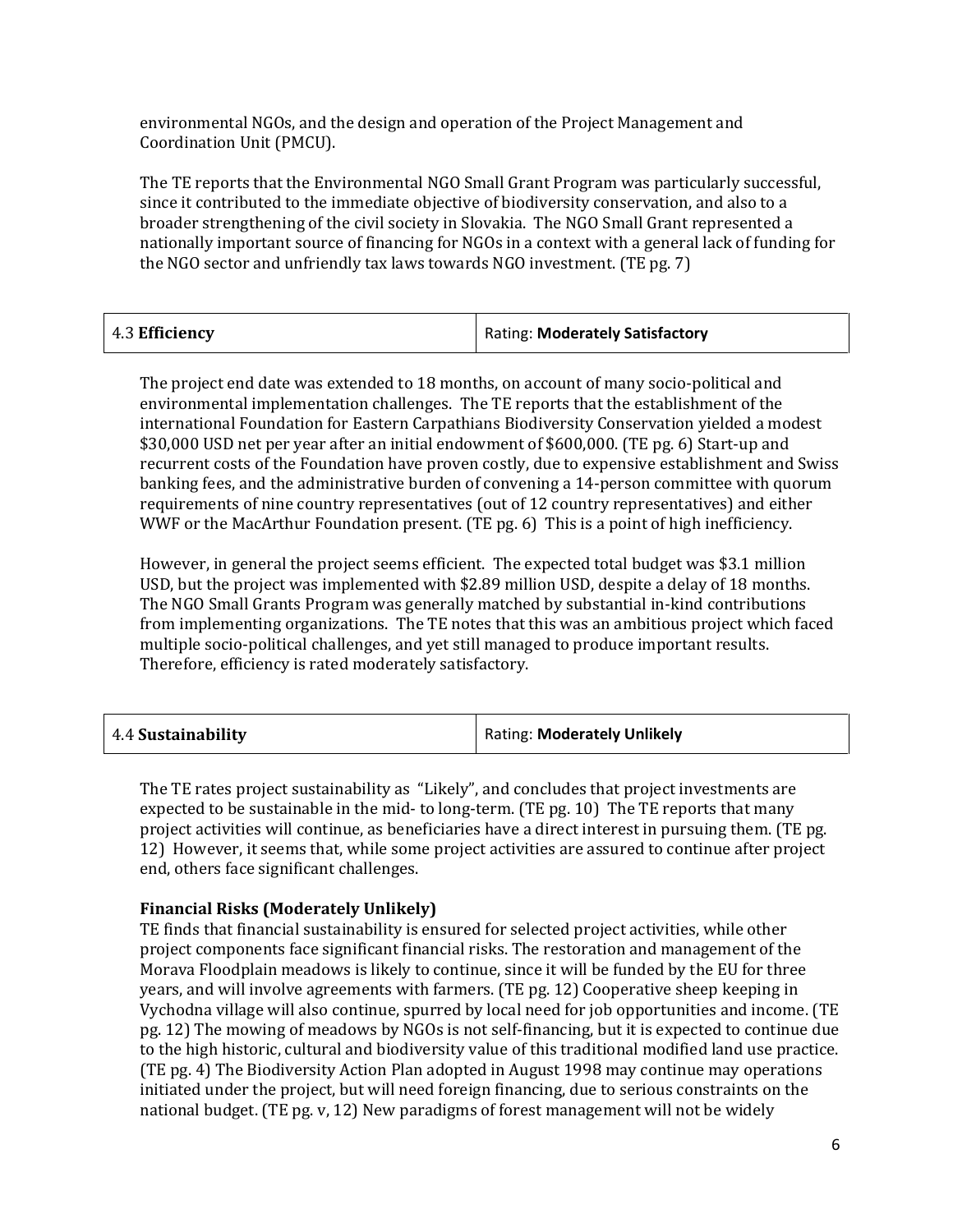environmental NGOs, and the design and operation of the Project Management and Coordination Unit (PMCU).

The TE reports that the Environmental NGO Small Grant Program was particularly successful, since it contributed to the immediate objective of biodiversity conservation, and also to a broader strengthening of the civil society in Slovakia. The NGO Small Grant represented a nationally important source of financing for NGOs in a context with a general lack of funding for the NGO sector and unfriendly tax laws towards NGO investment. (TE pg. 7)

| 4.3 **Efficiency** | Rating: **Moderately Satisfactory** |
|---|---|

The project end date was extended to 18 months, on account of many socio-political and environmental implementation challenges. The TE reports that the establishment of the international Foundation for Eastern Carpathians Biodiversity Conservation yielded a modest $30,000 USD net per year after an initial endowment of $600,000. (TE pg. 6) Start-up and recurrent costs of the Foundation have proven costly, due to expensive establishment and Swiss banking fees, and the administrative burden of convening a 14-person committee with quorum requirements of nine country representatives (out of 12 country representatives) and either WWF or the MacArthur Foundation present. (TE pg. 6) This is a point of high inefficiency.

However, in general the project seems efficient. The expected total budget was $3.1 million USD, but the project was implemented with $2.89 million USD, despite a delay of 18 months. The NGO Small Grants Program was generally matched by substantial in-kind contributions from implementing organizations. The TE notes that this was an ambitious project which faced multiple socio-political challenges, and yet still managed to produce important results. Therefore, efficiency is rated moderately satisfactory.

| 4.4 **Sustainability** | Rating: **Moderately Unlikely** |
|---|---|

The TE rates project sustainability as "Likely", and concludes that project investments are expected to be sustainable in the mid- to long-term. (TE pg. 10) The TE reports that many project activities will continue, as beneficiaries have a direct interest in pursuing them. (TE pg. 12) However, it seems that, while some project activities are assured to continue after project end, others face significant challenges.

**Financial Risks (Moderately Unlikely)**

TE finds that financial sustainability is ensured for selected project activities, while other project components face significant financial risks. The restoration and management of the Morava Floodplain meadows is likely to continue, since it will be funded by the EU for three years, and will involve agreements with farmers. (TE pg. 12) Cooperative sheep keeping in Vychodna village will also continue, spurred by local need for job opportunities and income. (TE pg. 12) The mowing of meadows by NGOs is not self-financing, but it is expected to continue due to the high historic, cultural and biodiversity value of this traditional modified land use practice. (TE pg. 4) The Biodiversity Action Plan adopted in August 1998 may continue may operations initiated under the project, but will need foreign financing, due to serious constraints on the national budget. (TE pg. v, 12) New paradigms of forest management will not be widely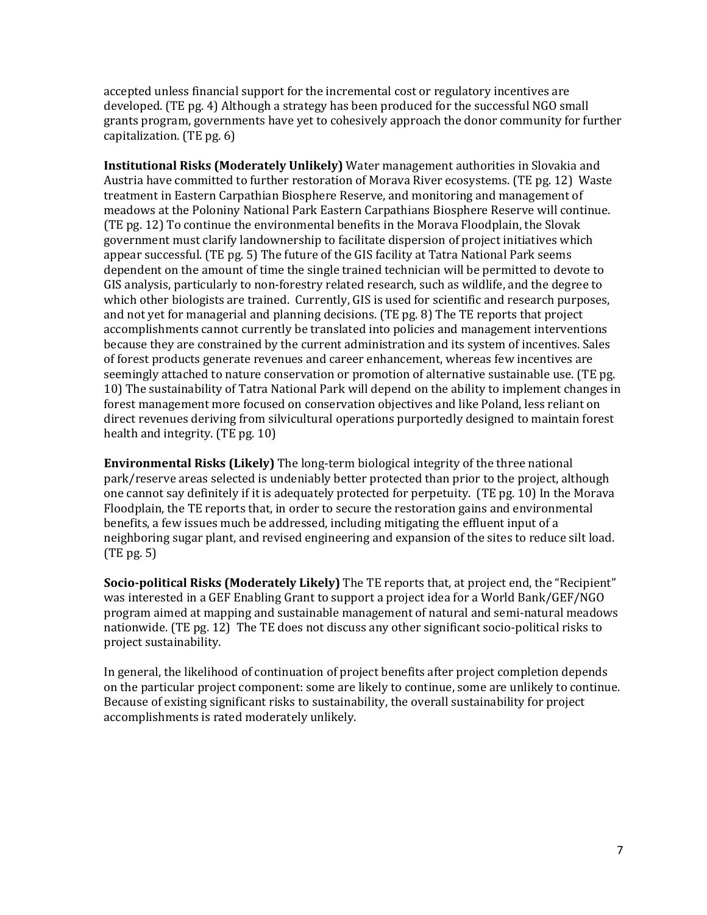accepted unless financial support for the incremental cost or regulatory incentives are developed. (TE pg. 4) Although a strategy has been produced for the successful NGO small grants program, governments have yet to cohesively approach the donor community for further capitalization. (TE pg. 6)

**Institutional Risks (Moderately Unlikely)** Water management authorities in Slovakia and Austria have committed to further restoration of Morava River ecosystems. (TE pg. 12) Waste treatment in Eastern Carpathian Biosphere Reserve, and monitoring and management of meadows at the Poloniny National Park Eastern Carpathians Biosphere Reserve will continue. (TE pg. 12) To continue the environmental benefits in the Morava Floodplain, the Slovak government must clarify landownership to facilitate dispersion of project initiatives which appear successful. (TE pg. 5) The future of the GIS facility at Tatra National Park seems dependent on the amount of time the single trained technician will be permitted to devote to GIS analysis, particularly to non-forestry related research, such as wildlife, and the degree to which other biologists are trained. Currently, GIS is used for scientific and research purposes, and not yet for managerial and planning decisions. (TE pg. 8) The TE reports that project accomplishments cannot currently be translated into policies and management interventions because they are constrained by the current administration and its system of incentives. Sales of forest products generate revenues and career enhancement, whereas few incentives are seemingly attached to nature conservation or promotion of alternative sustainable use. (TE pg. 10) The sustainability of Tatra National Park will depend on the ability to implement changes in forest management more focused on conservation objectives and like Poland, less reliant on direct revenues deriving from silvicultural operations purportedly designed to maintain forest health and integrity. (TE pg. 10)

**Environmental Risks (Likely)** The long-term biological integrity of the three national park/reserve areas selected is undeniably better protected than prior to the project, although one cannot say definitely if it is adequately protected for perpetuity. (TE pg. 10) In the Morava Floodplain, the TE reports that, in order to secure the restoration gains and environmental benefits, a few issues much be addressed, including mitigating the effluent input of a neighboring sugar plant, and revised engineering and expansion of the sites to reduce silt load. (TE pg. 5)

**Socio-political Risks (Moderately Likely)** The TE reports that, at project end, the "Recipient" was interested in a GEF Enabling Grant to support a project idea for a World Bank/GEF/NGO program aimed at mapping and sustainable management of natural and semi-natural meadows nationwide. (TE pg. 12) The TE does not discuss any other significant socio-political risks to project sustainability.

In general, the likelihood of continuation of project benefits after project completion depends on the particular project component: some are likely to continue, some are unlikely to continue. Because of existing significant risks to sustainability, the overall sustainability for project accomplishments is rated moderately unlikely.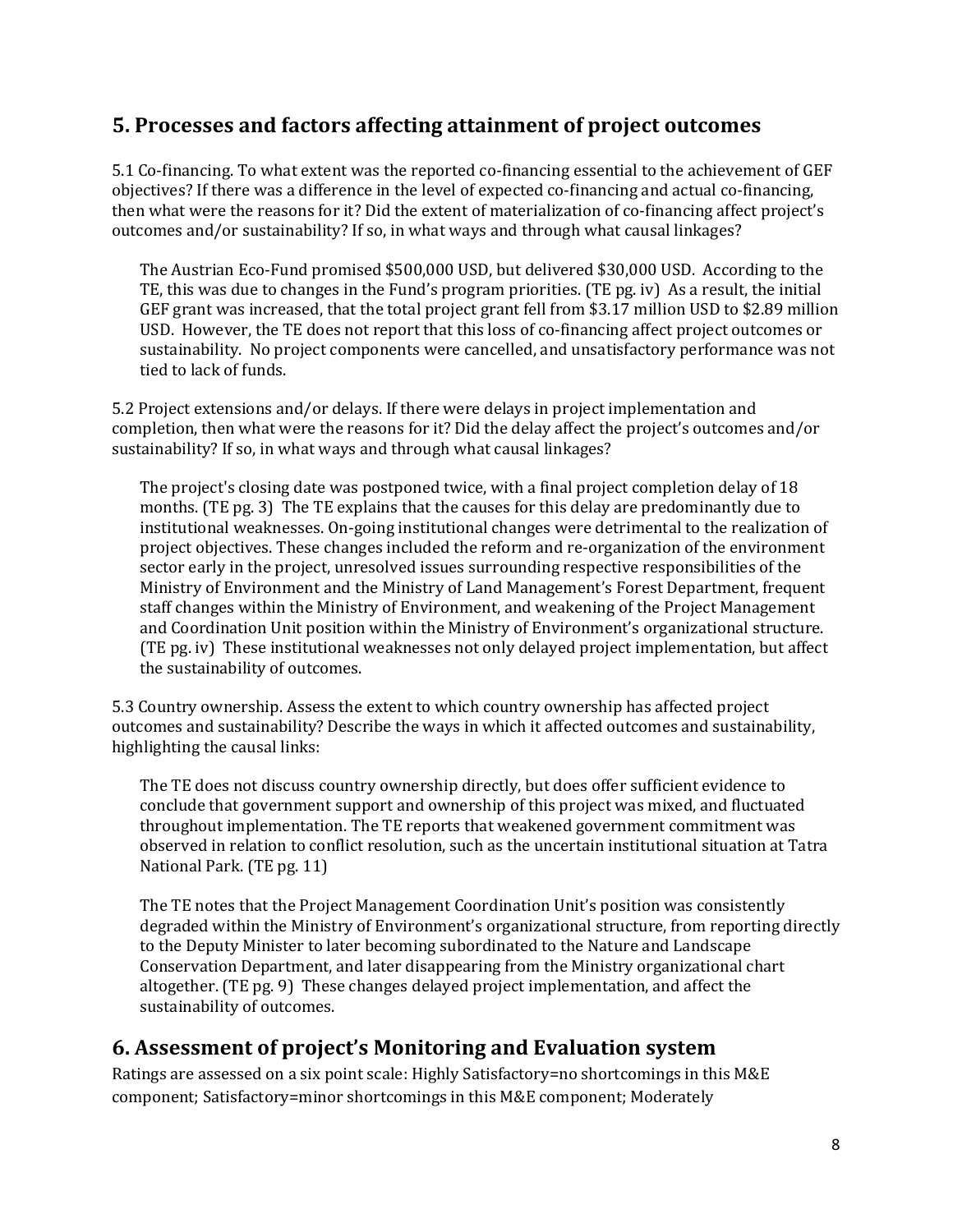## 5. Processes and factors affecting attainment of project outcomes

5.1 Co-financing. To what extent was the reported co-financing essential to the achievement of GEF objectives? If there was a difference in the level of expected co-financing and actual co-financing, then what were the reasons for it? Did the extent of materialization of co-financing affect project's outcomes and/or sustainability? If so, in what ways and through what causal linkages?

The Austrian Eco-Fund promised $500,000 USD, but delivered $30,000 USD. According to the TE, this was due to changes in the Fund's program priorities. (TE pg. iv) As a result, the initial GEF grant was increased, that the total project grant fell from $3.17 million USD to $2.89 million USD. However, the TE does not report that this loss of co-financing affect project outcomes or sustainability. No project components were cancelled, and unsatisfactory performance was not tied to lack of funds.

5.2 Project extensions and/or delays. If there were delays in project implementation and completion, then what were the reasons for it? Did the delay affect the project's outcomes and/or sustainability? If so, in what ways and through what causal linkages?

The project's closing date was postponed twice, with a final project completion delay of 18 months. (TE pg. 3) The TE explains that the causes for this delay are predominantly due to institutional weaknesses. On-going institutional changes were detrimental to the realization of project objectives. These changes included the reform and re-organization of the environment sector early in the project, unresolved issues surrounding respective responsibilities of the Ministry of Environment and the Ministry of Land Management's Forest Department, frequent staff changes within the Ministry of Environment, and weakening of the Project Management and Coordination Unit position within the Ministry of Environment's organizational structure. (TE pg. iv) These institutional weaknesses not only delayed project implementation, but affect the sustainability of outcomes.

5.3 Country ownership. Assess the extent to which country ownership has affected project outcomes and sustainability? Describe the ways in which it affected outcomes and sustainability, highlighting the causal links:

The TE does not discuss country ownership directly, but does offer sufficient evidence to conclude that government support and ownership of this project was mixed, and fluctuated throughout implementation. The TE reports that weakened government commitment was observed in relation to conflict resolution, such as the uncertain institutional situation at Tatra National Park. (TE pg. 11)

The TE notes that the Project Management Coordination Unit's position was consistently degraded within the Ministry of Environment's organizational structure, from reporting directly to the Deputy Minister to later becoming subordinated to the Nature and Landscape Conservation Department, and later disappearing from the Ministry organizational chart altogether. (TE pg. 9) These changes delayed project implementation, and affect the sustainability of outcomes.

## 6. Assessment of project's Monitoring and Evaluation system

Ratings are assessed on a six point scale: Highly Satisfactory=no shortcomings in this M&E component; Satisfactory=minor shortcomings in this M&E component; Moderately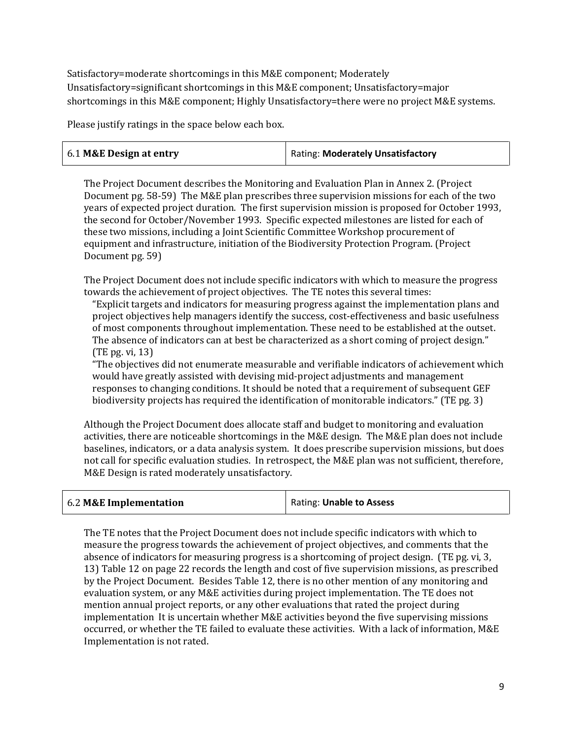Satisfactory=moderate shortcomings in this M&E component; Moderately Unsatisfactory=significant shortcomings in this M&E component; Unsatisfactory=major shortcomings in this M&E component; Highly Unsatisfactory=there were no project M&E systems.

Please justify ratings in the space below each box.

| 6.1 **M&E Design at entry** | Rating: **Moderately Unsatisfactory** |
|---|---|

The Project Document describes the Monitoring and Evaluation Plan in Annex 2. (Project Document pg. 58-59) The M&E plan prescribes three supervision missions for each of the two years of expected project duration. The first supervision mission is proposed for October 1993, the second for October/November 1993. Specific expected milestones are listed for each of these two missions, including a Joint Scientific Committee Workshop procurement of equipment and infrastructure, initiation of the Biodiversity Protection Program. (Project Document pg. 59)

The Project Document does not include specific indicators with which to measure the progress towards the achievement of project objectives. The TE notes this several times:

> "Explicit targets and indicators for measuring progress against the implementation plans and project objectives help managers identify the success, cost-effectiveness and basic usefulness of most components throughout implementation. These need to be established at the outset. The absence of indicators can at best be characterized as a short coming of project design." (TE pg. vi, 13)
>
> "The objectives did not enumerate measurable and verifiable indicators of achievement which would have greatly assisted with devising mid-project adjustments and management responses to changing conditions. It should be noted that a requirement of subsequent GEF biodiversity projects has required the identification of monitorable indicators." (TE pg. 3)

Although the Project Document does allocate staff and budget to monitoring and evaluation activities, there are noticeable shortcomings in the M&E design. The M&E plan does not include baselines, indicators, or a data analysis system. It does prescribe supervision missions, but does not call for specific evaluation studies. In retrospect, the M&E plan was not sufficient, therefore, M&E Design is rated moderately unsatisfactory.

| 6.2 **M&E Implementation** | Rating: **Unable to Assess** |
|---|---|

The TE notes that the Project Document does not include specific indicators with which to measure the progress towards the achievement of project objectives, and comments that the absence of indicators for measuring progress is a shortcoming of project design. (TE pg. vi, 3, 13) Table 12 on page 22 records the length and cost of five supervision missions, as prescribed by the Project Document. Besides Table 12, there is no other mention of any monitoring and evaluation system, or any M&E activities during project implementation. The TE does not mention annual project reports, or any other evaluations that rated the project during implementation It is uncertain whether M&E activities beyond the five supervising missions occurred, or whether the TE failed to evaluate these activities. With a lack of information, M&E Implementation is not rated.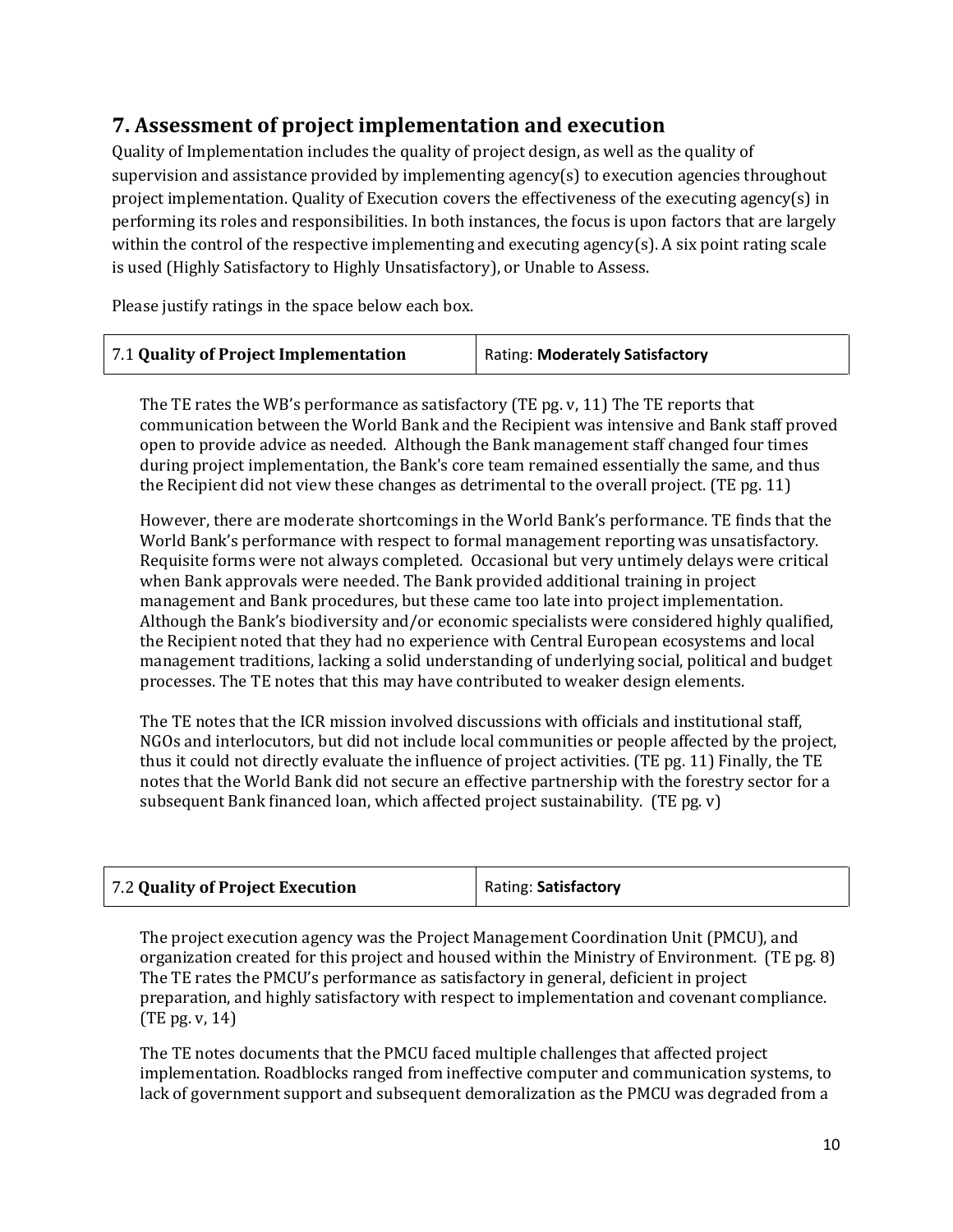## 7. Assessment of project implementation and execution

Quality of Implementation includes the quality of project design, as well as the quality of supervision and assistance provided by implementing agency(s) to execution agencies throughout project implementation. Quality of Execution covers the effectiveness of the executing agency(s) in performing its roles and responsibilities. In both instances, the focus is upon factors that are largely within the control of the respective implementing and executing agency(s). A six point rating scale is used (Highly Satisfactory to Highly Unsatisfactory), or Unable to Assess.

Please justify ratings in the space below each box.

| 7.1 **Quality of Project Implementation** | Rating: **Moderately Satisfactory** |
|---|---|

The TE rates the WB's performance as satisfactory (TE pg. v, 11) The TE reports that communication between the World Bank and the Recipient was intensive and Bank staff proved open to provide advice as needed. Although the Bank management staff changed four times during project implementation, the Bank's core team remained essentially the same, and thus the Recipient did not view these changes as detrimental to the overall project. (TE pg. 11)

However, there are moderate shortcomings in the World Bank's performance. TE finds that the World Bank's performance with respect to formal management reporting was unsatisfactory. Requisite forms were not always completed. Occasional but very untimely delays were critical when Bank approvals were needed. The Bank provided additional training in project management and Bank procedures, but these came too late into project implementation. Although the Bank's biodiversity and/or economic specialists were considered highly qualified, the Recipient noted that they had no experience with Central European ecosystems and local management traditions, lacking a solid understanding of underlying social, political and budget processes. The TE notes that this may have contributed to weaker design elements.

The TE notes that the ICR mission involved discussions with officials and institutional staff, NGOs and interlocutors, but did not include local communities or people affected by the project, thus it could not directly evaluate the influence of project activities. (TE pg. 11) Finally, the TE notes that the World Bank did not secure an effective partnership with the forestry sector for a subsequent Bank financed loan, which affected project sustainability. (TE pg. v)

| 7.2 **Quality of Project Execution** | Rating: **Satisfactory** |
|---|---|

The project execution agency was the Project Management Coordination Unit (PMCU), and organization created for this project and housed within the Ministry of Environment. (TE pg. 8) The TE rates the PMCU's performance as satisfactory in general, deficient in project preparation, and highly satisfactory with respect to implementation and covenant compliance. (TE pg. v, 14)

The TE notes documents that the PMCU faced multiple challenges that affected project implementation. Roadblocks ranged from ineffective computer and communication systems, to lack of government support and subsequent demoralization as the PMCU was degraded from a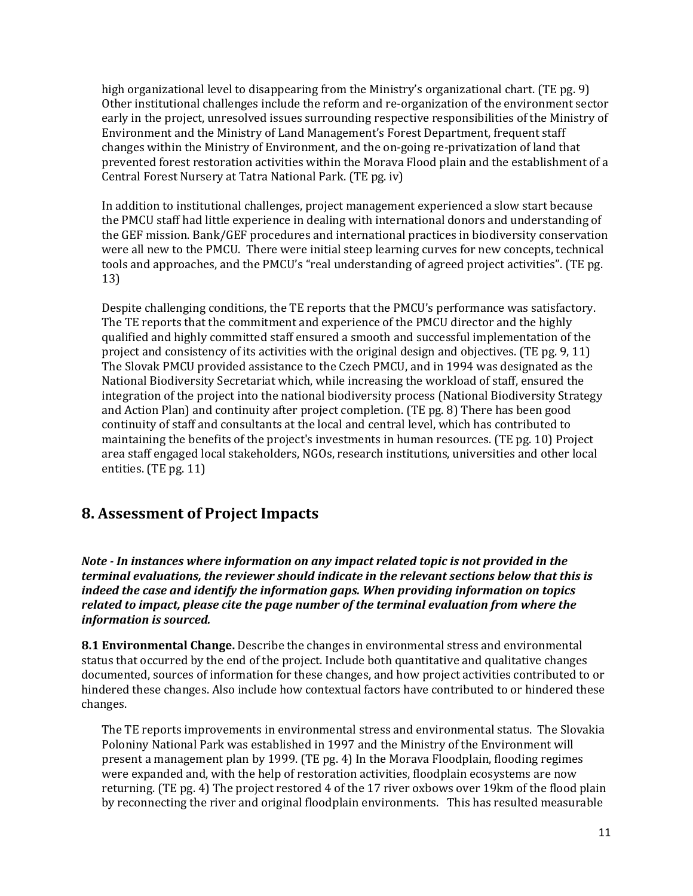high organizational level to disappearing from the Ministry's organizational chart. (TE pg. 9) Other institutional challenges include the reform and re-organization of the environment sector early in the project, unresolved issues surrounding respective responsibilities of the Ministry of Environment and the Ministry of Land Management's Forest Department, frequent staff changes within the Ministry of Environment, and the on-going re-privatization of land that prevented forest restoration activities within the Morava Flood plain and the establishment of a Central Forest Nursery at Tatra National Park. (TE pg. iv)

In addition to institutional challenges, project management experienced a slow start because the PMCU staff had little experience in dealing with international donors and understanding of the GEF mission. Bank/GEF procedures and international practices in biodiversity conservation were all new to the PMCU. There were initial steep learning curves for new concepts, technical tools and approaches, and the PMCU's "real understanding of agreed project activities". (TE pg. 13)

Despite challenging conditions, the TE reports that the PMCU's performance was satisfactory. The TE reports that the commitment and experience of the PMCU director and the highly qualified and highly committed staff ensured a smooth and successful implementation of the project and consistency of its activities with the original design and objectives. (TE pg. 9, 11) The Slovak PMCU provided assistance to the Czech PMCU, and in 1994 was designated as the National Biodiversity Secretariat which, while increasing the workload of staff, ensured the integration of the project into the national biodiversity process (National Biodiversity Strategy and Action Plan) and continuity after project completion. (TE pg. 8) There has been good continuity of staff and consultants at the local and central level, which has contributed to maintaining the benefits of the project's investments in human resources. (TE pg. 10) Project area staff engaged local stakeholders, NGOs, research institutions, universities and other local entities. (TE pg. 11)

## 8. Assessment of Project Impacts

***Note - In instances where information on any impact related topic is not provided in the terminal evaluations, the reviewer should indicate in the relevant sections below that this is indeed the case and identify the information gaps. When providing information on topics related to impact, please cite the page number of the terminal evaluation from where the information is sourced.***

**8.1 Environmental Change.** Describe the changes in environmental stress and environmental status that occurred by the end of the project. Include both quantitative and qualitative changes documented, sources of information for these changes, and how project activities contributed to or hindered these changes. Also include how contextual factors have contributed to or hindered these changes.

The TE reports improvements in environmental stress and environmental status. The Slovakia Poloniny National Park was established in 1997 and the Ministry of the Environment will present a management plan by 1999. (TE pg. 4) In the Morava Floodplain, flooding regimes were expanded and, with the help of restoration activities, floodplain ecosystems are now returning. (TE pg. 4) The project restored 4 of the 17 river oxbows over 19km of the flood plain by reconnecting the river and original floodplain environments. This has resulted measurable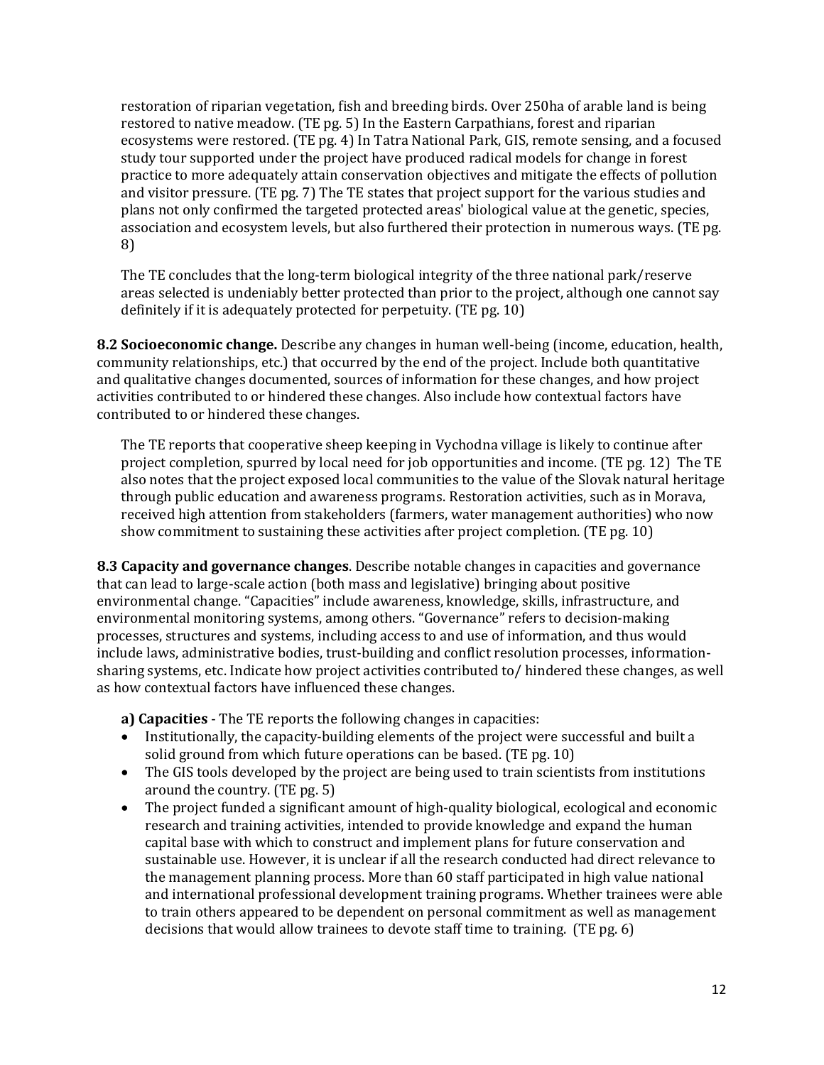restoration of riparian vegetation, fish and breeding birds. Over 250ha of arable land is being restored to native meadow. (TE pg. 5) In the Eastern Carpathians, forest and riparian ecosystems were restored. (TE pg. 4) In Tatra National Park, GIS, remote sensing, and a focused study tour supported under the project have produced radical models for change in forest practice to more adequately attain conservation objectives and mitigate the effects of pollution and visitor pressure. (TE pg. 7) The TE states that project support for the various studies and plans not only confirmed the targeted protected areas' biological value at the genetic, species, association and ecosystem levels, but also furthered their protection in numerous ways. (TE pg. 8)

The TE concludes that the long-term biological integrity of the three national park/reserve areas selected is undeniably better protected than prior to the project, although one cannot say definitely if it is adequately protected for perpetuity. (TE pg. 10)

**8.2 Socioeconomic change.** Describe any changes in human well-being (income, education, health, community relationships, etc.) that occurred by the end of the project. Include both quantitative and qualitative changes documented, sources of information for these changes, and how project activities contributed to or hindered these changes. Also include how contextual factors have contributed to or hindered these changes.

The TE reports that cooperative sheep keeping in Vychodna village is likely to continue after project completion, spurred by local need for job opportunities and income. (TE pg. 12) The TE also notes that the project exposed local communities to the value of the Slovak natural heritage through public education and awareness programs. Restoration activities, such as in Morava, received high attention from stakeholders (farmers, water management authorities) who now show commitment to sustaining these activities after project completion. (TE pg. 10)

**8.3 Capacity and governance changes**. Describe notable changes in capacities and governance that can lead to large-scale action (both mass and legislative) bringing about positive environmental change. "Capacities" include awareness, knowledge, skills, infrastructure, and environmental monitoring systems, among others. "Governance" refers to decision-making processes, structures and systems, including access to and use of information, and thus would include laws, administrative bodies, trust-building and conflict resolution processes, information-sharing systems, etc. Indicate how project activities contributed to/ hindered these changes, as well as how contextual factors have influenced these changes.

**a) Capacities** - The TE reports the following changes in capacities:

- Institutionally, the capacity-building elements of the project were successful and built a solid ground from which future operations can be based. (TE pg. 10)
- The GIS tools developed by the project are being used to train scientists from institutions around the country. (TE pg. 5)
- The project funded a significant amount of high-quality biological, ecological and economic research and training activities, intended to provide knowledge and expand the human capital base with which to construct and implement plans for future conservation and sustainable use. However, it is unclear if all the research conducted had direct relevance to the management planning process. More than 60 staff participated in high value national and international professional development training programs. Whether trainees were able to train others appeared to be dependent on personal commitment as well as management decisions that would allow trainees to devote staff time to training. (TE pg. 6)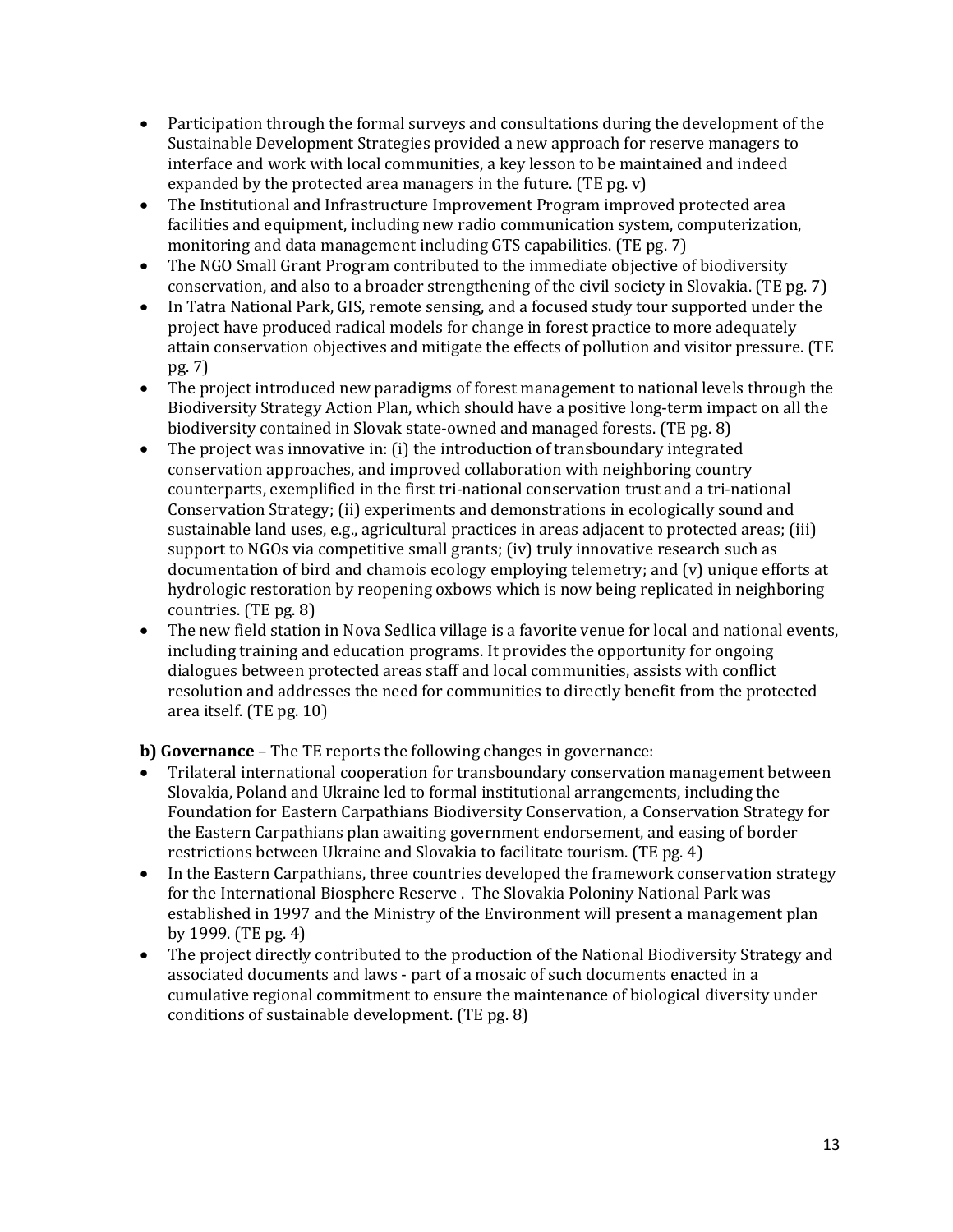- Participation through the formal surveys and consultations during the development of the Sustainable Development Strategies provided a new approach for reserve managers to interface and work with local communities, a key lesson to be maintained and indeed expanded by the protected area managers in the future. (TE pg. v)
- The Institutional and Infrastructure Improvement Program improved protected area facilities and equipment, including new radio communication system, computerization, monitoring and data management including GTS capabilities. (TE pg. 7)
- The NGO Small Grant Program contributed to the immediate objective of biodiversity conservation, and also to a broader strengthening of the civil society in Slovakia. (TE pg. 7)
- In Tatra National Park, GIS, remote sensing, and a focused study tour supported under the project have produced radical models for change in forest practice to more adequately attain conservation objectives and mitigate the effects of pollution and visitor pressure. (TE pg. 7)
- The project introduced new paradigms of forest management to national levels through the Biodiversity Strategy Action Plan, which should have a positive long-term impact on all the biodiversity contained in Slovak state-owned and managed forests. (TE pg. 8)
- The project was innovative in: (i) the introduction of transboundary integrated conservation approaches, and improved collaboration with neighboring country counterparts, exemplified in the first tri-national conservation trust and a tri-national Conservation Strategy; (ii) experiments and demonstrations in ecologically sound and sustainable land uses, e.g., agricultural practices in areas adjacent to protected areas; (iii) support to NGOs via competitive small grants; (iv) truly innovative research such as documentation of bird and chamois ecology employing telemetry; and (v) unique efforts at hydrologic restoration by reopening oxbows which is now being replicated in neighboring countries. (TE pg. 8)
- The new field station in Nova Sedlica village is a favorite venue for local and national events, including training and education programs. It provides the opportunity for ongoing dialogues between protected areas staff and local communities, assists with conflict resolution and addresses the need for communities to directly benefit from the protected area itself. (TE pg. 10)

**b) Governance** – The TE reports the following changes in governance:

- Trilateral international cooperation for transboundary conservation management between Slovakia, Poland and Ukraine led to formal institutional arrangements, including the Foundation for Eastern Carpathians Biodiversity Conservation, a Conservation Strategy for the Eastern Carpathians plan awaiting government endorsement, and easing of border restrictions between Ukraine and Slovakia to facilitate tourism. (TE pg. 4)
- In the Eastern Carpathians, three countries developed the framework conservation strategy for the International Biosphere Reserve . The Slovakia Poloniny National Park was established in 1997 and the Ministry of the Environment will present a management plan by 1999. (TE pg. 4)
- The project directly contributed to the production of the National Biodiversity Strategy and associated documents and laws - part of a mosaic of such documents enacted in a cumulative regional commitment to ensure the maintenance of biological diversity under conditions of sustainable development. (TE pg. 8)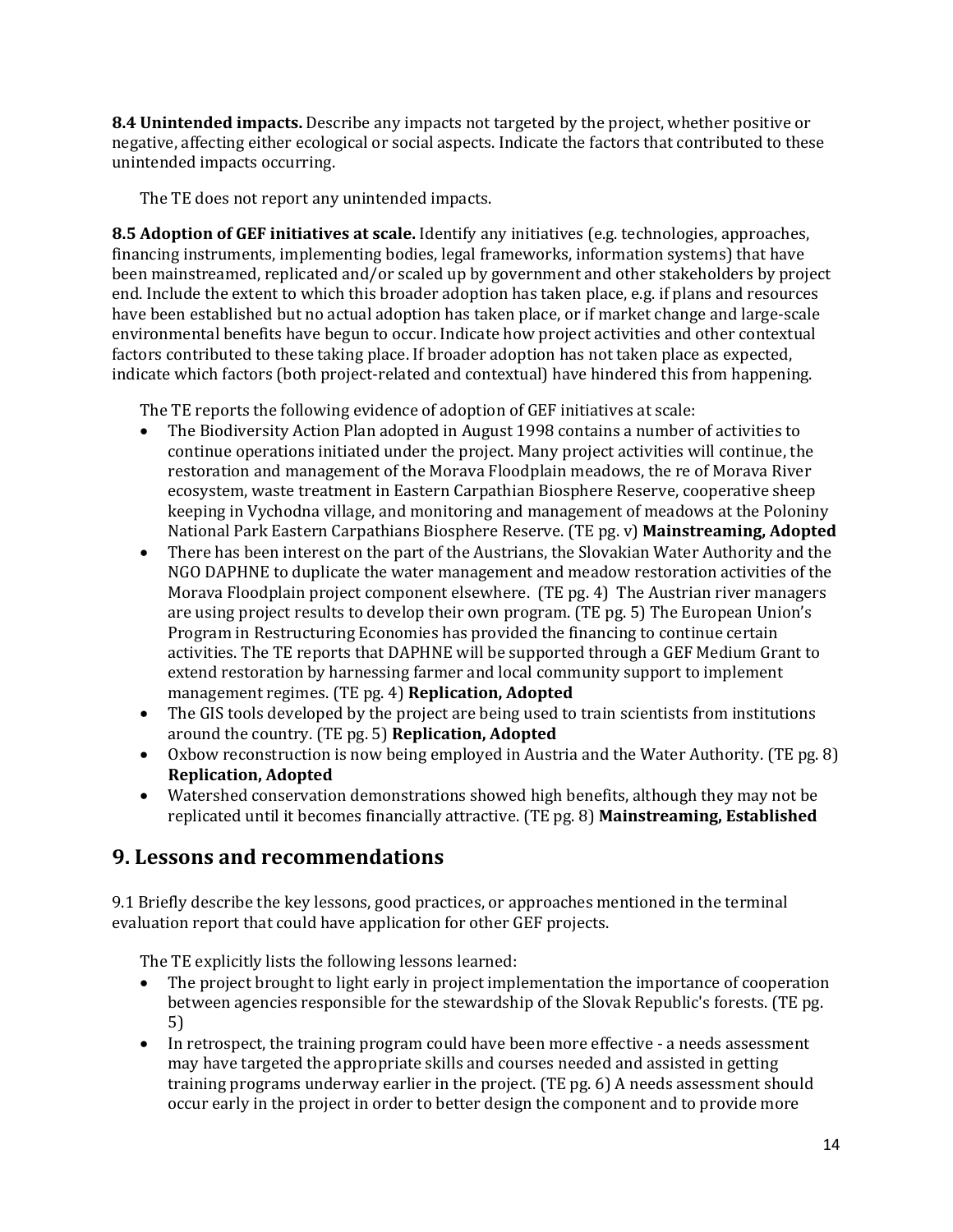**8.4 Unintended impacts.** Describe any impacts not targeted by the project, whether positive or negative, affecting either ecological or social aspects. Indicate the factors that contributed to these unintended impacts occurring.

The TE does not report any unintended impacts.

**8.5 Adoption of GEF initiatives at scale.** Identify any initiatives (e.g. technologies, approaches, financing instruments, implementing bodies, legal frameworks, information systems) that have been mainstreamed, replicated and/or scaled up by government and other stakeholders by project end. Include the extent to which this broader adoption has taken place, e.g. if plans and resources have been established but no actual adoption has taken place, or if market change and large-scale environmental benefits have begun to occur. Indicate how project activities and other contextual factors contributed to these taking place. If broader adoption has not taken place as expected, indicate which factors (both project-related and contextual) have hindered this from happening.

The TE reports the following evidence of adoption of GEF initiatives at scale:

- The Biodiversity Action Plan adopted in August 1998 contains a number of activities to continue operations initiated under the project. Many project activities will continue, the restoration and management of the Morava Floodplain meadows, the re of Morava River ecosystem, waste treatment in Eastern Carpathian Biosphere Reserve, cooperative sheep keeping in Vychodna village, and monitoring and management of meadows at the Poloniny National Park Eastern Carpathians Biosphere Reserve. (TE pg. v) **Mainstreaming, Adopted**
- There has been interest on the part of the Austrians, the Slovakian Water Authority and the NGO DAPHNE to duplicate the water management and meadow restoration activities of the Morava Floodplain project component elsewhere. (TE pg. 4) The Austrian river managers are using project results to develop their own program. (TE pg. 5) The European Union's Program in Restructuring Economies has provided the financing to continue certain activities. The TE reports that DAPHNE will be supported through a GEF Medium Grant to extend restoration by harnessing farmer and local community support to implement management regimes. (TE pg. 4) **Replication, Adopted**
- The GIS tools developed by the project are being used to train scientists from institutions around the country. (TE pg. 5) **Replication, Adopted**
- Oxbow reconstruction is now being employed in Austria and the Water Authority. (TE pg. 8) **Replication, Adopted**
- Watershed conservation demonstrations showed high benefits, although they may not be replicated until it becomes financially attractive. (TE pg. 8) **Mainstreaming, Established**

## 9. Lessons and recommendations

9.1 Briefly describe the key lessons, good practices, or approaches mentioned in the terminal evaluation report that could have application for other GEF projects.

The TE explicitly lists the following lessons learned:

- The project brought to light early in project implementation the importance of cooperation between agencies responsible for the stewardship of the Slovak Republic's forests. (TE pg. 5)
- In retrospect, the training program could have been more effective - a needs assessment may have targeted the appropriate skills and courses needed and assisted in getting training programs underway earlier in the project. (TE pg. 6) A needs assessment should occur early in the project in order to better design the component and to provide more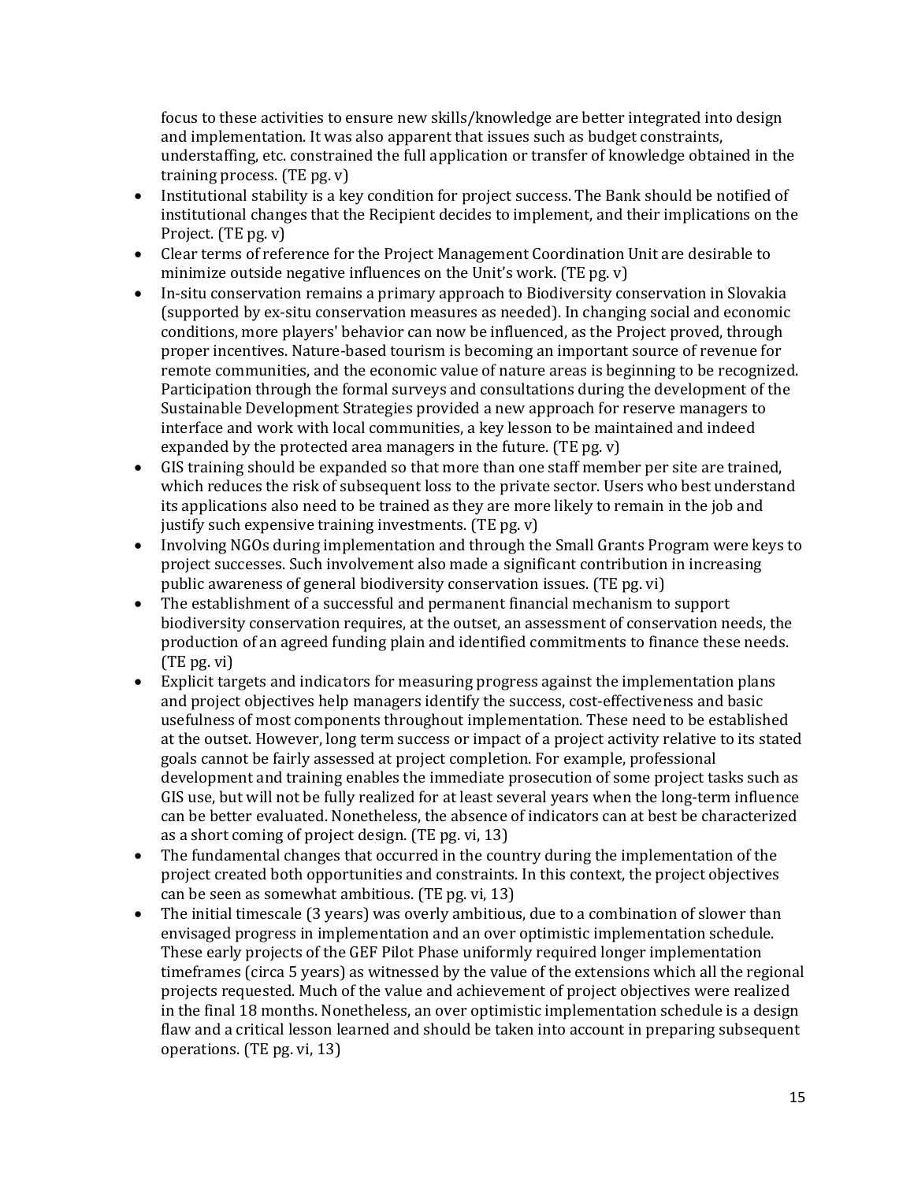focus to these activities to ensure new skills/knowledge are better integrated into design and implementation. It was also apparent that issues such as budget constraints, understaffing, etc. constrained the full application or transfer of knowledge obtained in the training process. (TE pg. v)

- Institutional stability is a key condition for project success. The Bank should be notified of institutional changes that the Recipient decides to implement, and their implications on the Project. (TE pg. v)
- Clear terms of reference for the Project Management Coordination Unit are desirable to minimize outside negative influences on the Unit's work. (TE pg. v)
- In-situ conservation remains a primary approach to Biodiversity conservation in Slovakia (supported by ex-situ conservation measures as needed). In changing social and economic conditions, more players' behavior can now be influenced, as the Project proved, through proper incentives. Nature-based tourism is becoming an important source of revenue for remote communities, and the economic value of nature areas is beginning to be recognized. Participation through the formal surveys and consultations during the development of the Sustainable Development Strategies provided a new approach for reserve managers to interface and work with local communities, a key lesson to be maintained and indeed expanded by the protected area managers in the future. (TE pg. v)
- GIS training should be expanded so that more than one staff member per site are trained, which reduces the risk of subsequent loss to the private sector. Users who best understand its applications also need to be trained as they are more likely to remain in the job and justify such expensive training investments. (TE pg. v)
- Involving NGOs during implementation and through the Small Grants Program were keys to project successes. Such involvement also made a significant contribution in increasing public awareness of general biodiversity conservation issues. (TE pg. vi)
- The establishment of a successful and permanent financial mechanism to support biodiversity conservation requires, at the outset, an assessment of conservation needs, the production of an agreed funding plain and identified commitments to finance these needs. (TE pg. vi)
- Explicit targets and indicators for measuring progress against the implementation plans and project objectives help managers identify the success, cost-effectiveness and basic usefulness of most components throughout implementation. These need to be established at the outset. However, long term success or impact of a project activity relative to its stated goals cannot be fairly assessed at project completion. For example, professional development and training enables the immediate prosecution of some project tasks such as GIS use, but will not be fully realized for at least several years when the long-term influence can be better evaluated. Nonetheless, the absence of indicators can at best be characterized as a short coming of project design. (TE pg. vi, 13)
- The fundamental changes that occurred in the country during the implementation of the project created both opportunities and constraints. In this context, the project objectives can be seen as somewhat ambitious. (TE pg. vi, 13)
- The initial timescale (3 years) was overly ambitious, due to a combination of slower than envisaged progress in implementation and an over optimistic implementation schedule. These early projects of the GEF Pilot Phase uniformly required longer implementation timeframes (circa 5 years) as witnessed by the value of the extensions which all the regional projects requested. Much of the value and achievement of project objectives were realized in the final 18 months. Nonetheless, an over optimistic implementation schedule is a design flaw and a critical lesson learned and should be taken into account in preparing subsequent operations. (TE pg. vi, 13)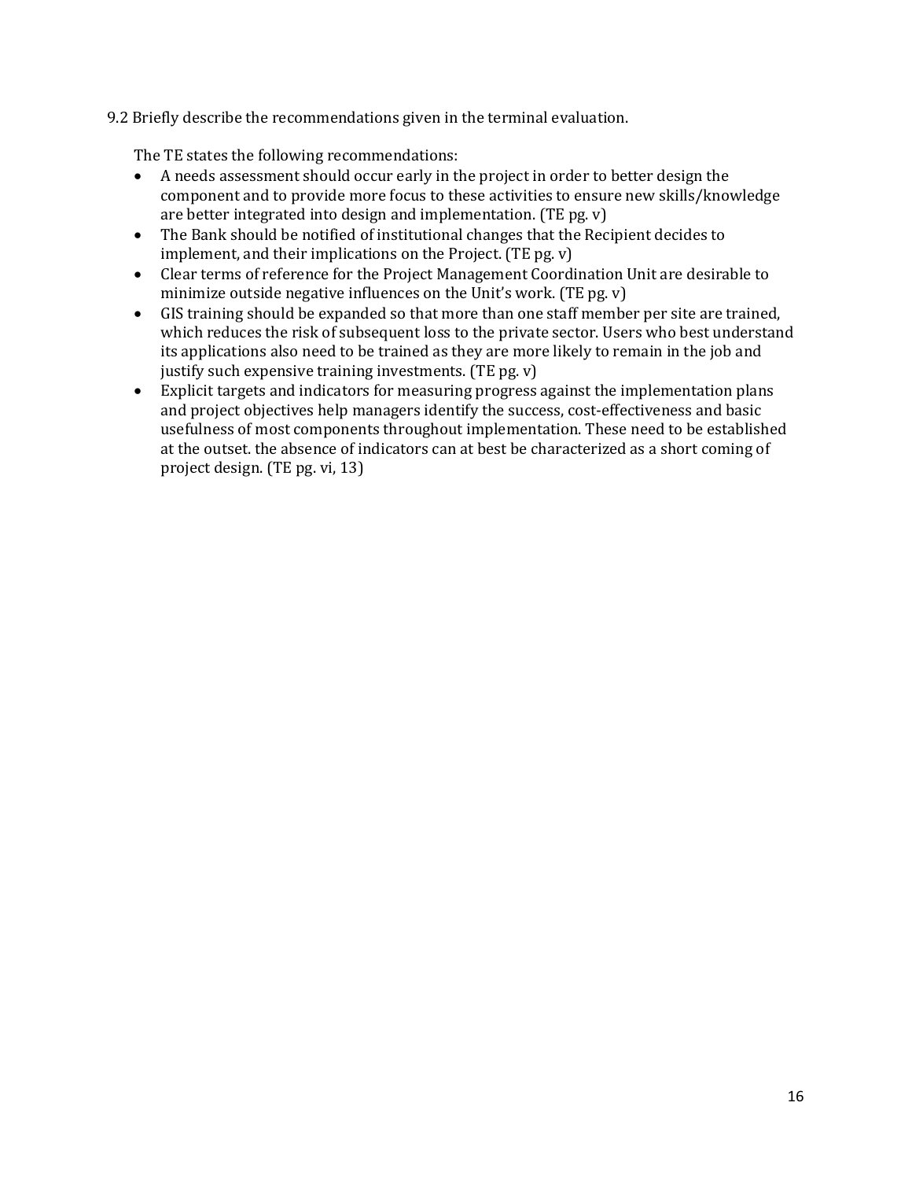9.2 Briefly describe the recommendations given in the terminal evaluation.

The TE states the following recommendations:

- A needs assessment should occur early in the project in order to better design the component and to provide more focus to these activities to ensure new skills/knowledge are better integrated into design and implementation. (TE pg. v)
- The Bank should be notified of institutional changes that the Recipient decides to implement, and their implications on the Project. (TE pg. v)
- Clear terms of reference for the Project Management Coordination Unit are desirable to minimize outside negative influences on the Unit's work. (TE pg. v)
- GIS training should be expanded so that more than one staff member per site are trained, which reduces the risk of subsequent loss to the private sector. Users who best understand its applications also need to be trained as they are more likely to remain in the job and justify such expensive training investments. (TE pg. v)
- Explicit targets and indicators for measuring progress against the implementation plans and project objectives help managers identify the success, cost-effectiveness and basic usefulness of most components throughout implementation. These need to be established at the outset. the absence of indicators can at best be characterized as a short coming of project design. (TE pg. vi, 13)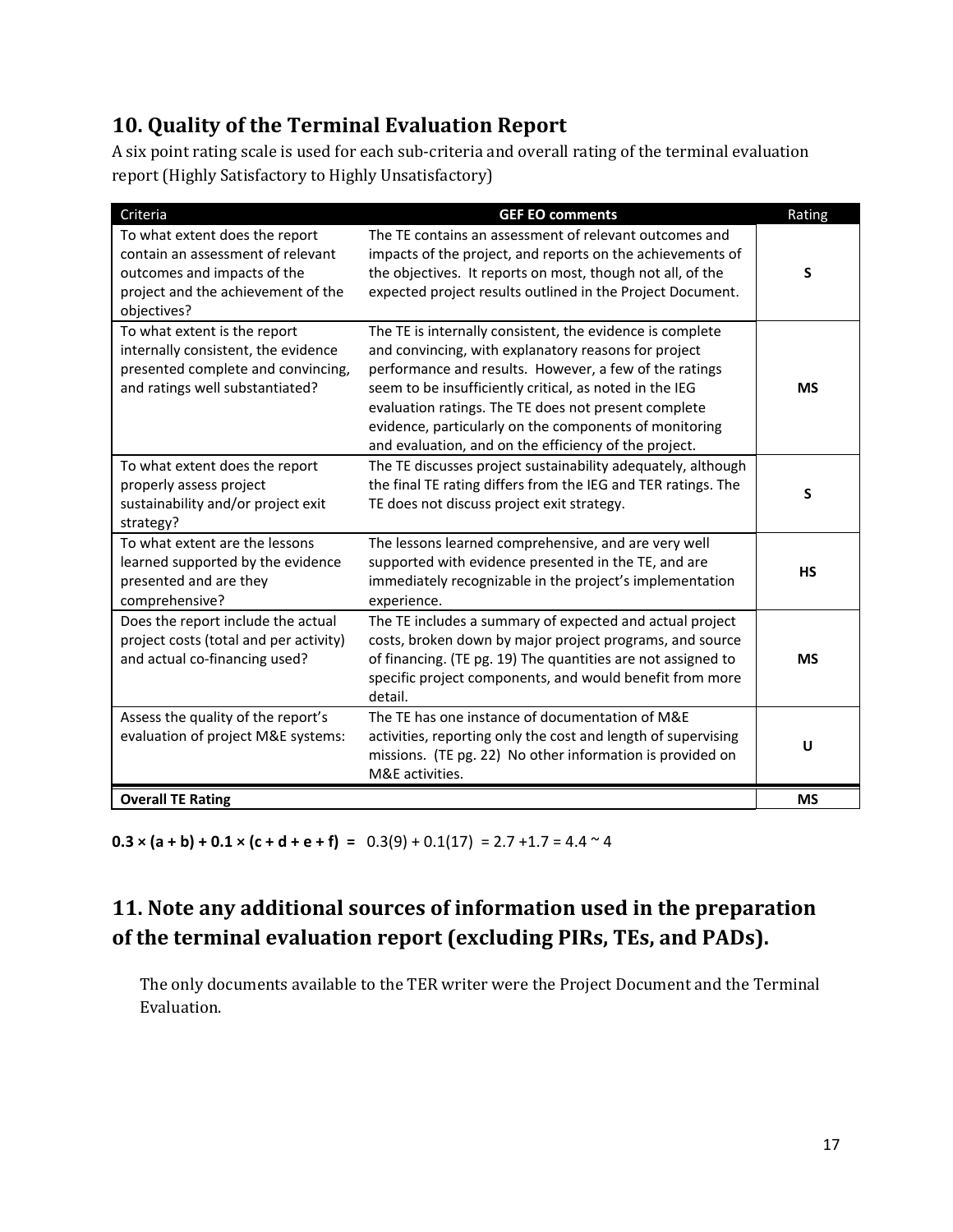## 10. Quality of the Terminal Evaluation Report

A six point rating scale is used for each sub-criteria and overall rating of the terminal evaluation report (Highly Satisfactory to Highly Unsatisfactory)

| Criteria | GEF EO comments | Rating |
|---|---|---|
| To what extent does the report contain an assessment of relevant outcomes and impacts of the project and the achievement of the objectives? | The TE contains an assessment of relevant outcomes and impacts of the project, and reports on the achievements of the objectives. It reports on most, though not all, of the expected project results outlined in the Project Document. | **S** |
| To what extent is the report internally consistent, the evidence presented complete and convincing, and ratings well substantiated? | The TE is internally consistent, the evidence is complete and convincing, with explanatory reasons for project performance and results. However, a few of the ratings seem to be insufficiently critical, as noted in the IEG evaluation ratings. The TE does not present complete evidence, particularly on the components of monitoring and evaluation, and on the efficiency of the project. | **MS** |
| To what extent does the report properly assess project sustainability and/or project exit strategy? | The TE discusses project sustainability adequately, although the final TE rating differs from the IEG and TER ratings. The TE does not discuss project exit strategy. | **S** |
| To what extent are the lessons learned supported by the evidence presented and are they comprehensive? | The lessons learned comprehensive, and are very well supported with evidence presented in the TE, and are immediately recognizable in the project's implementation experience. | **HS** |
| Does the report include the actual project costs (total and per activity) and actual co-financing used? | The TE includes a summary of expected and actual project costs, broken down by major project programs, and source of financing. (TE pg. 19) The quantities are not assigned to specific project components, and would benefit from more detail. | **MS** |
| Assess the quality of the report's evaluation of project M&E systems: | The TE has one instance of documentation of M&E activities, reporting only the cost and length of supervising missions. (TE pg. 22) No other information is provided on M&E activities. | **U** |
| **Overall TE Rating** | | **MS** |

**0.3 × (a + b) + 0.1 × (c + d + e + f) =** 0.3(9) + 0.1(17) = 2.7 +1.7 = 4.4 ~ 4

## 11. Note any additional sources of information used in the preparation of the terminal evaluation report (excluding PIRs, TEs, and PADs).

The only documents available to the TER writer were the Project Document and the Terminal Evaluation.